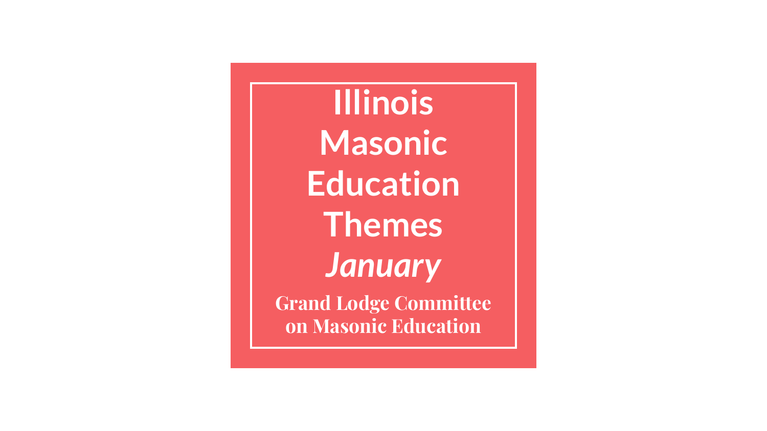# Illinois Masonic Education Themes

## *January*

**Grand Lodge Committee on Masonic Education**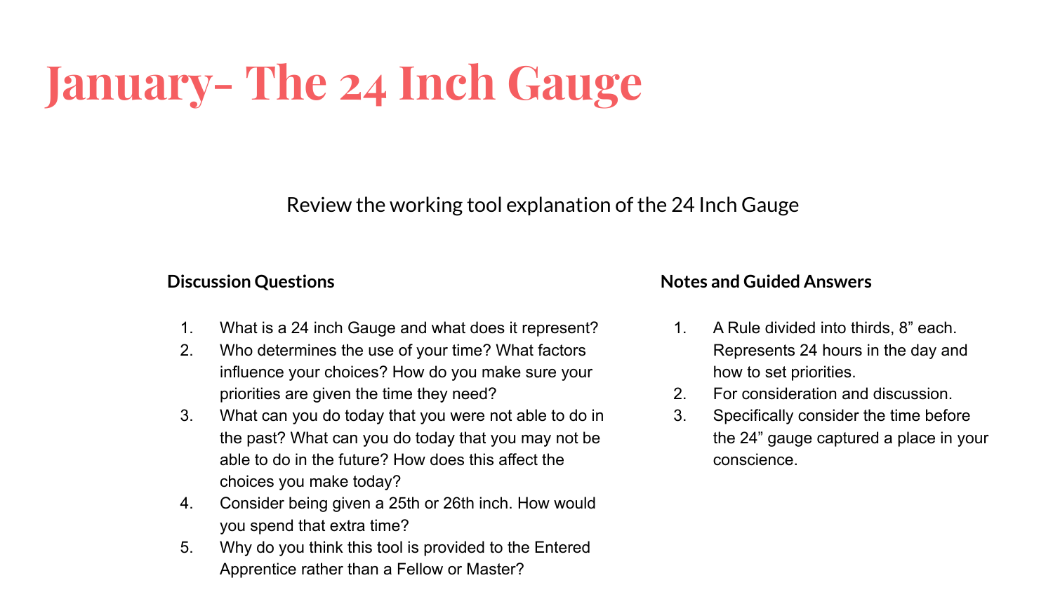# January- The 24 Inch Gauge

Review the working tool explanation of the 24 Inch Gauge

**Discussion Questions**

1. What is a 24 inch Gauge and what does it represent?
2. Who determines the use of your time? What factors influence your choices? How do you make sure your priorities are given the time they need?
3. What can you do today that you were not able to do in the past? What can you do today that you may not be able to do in the future? How does this affect the choices you make today?
4. Consider being given a 25th or 26th inch. How would you spend that extra time?
5. Why do you think this tool is provided to the Entered Apprentice rather than a Fellow or Master?

**Notes and Guided Answers**

1. A Rule divided into thirds, 8" each. Represents 24 hours in the day and how to set priorities.
2. For consideration and discussion.
3. Specifically consider the time before the 24" gauge captured a place in your conscience.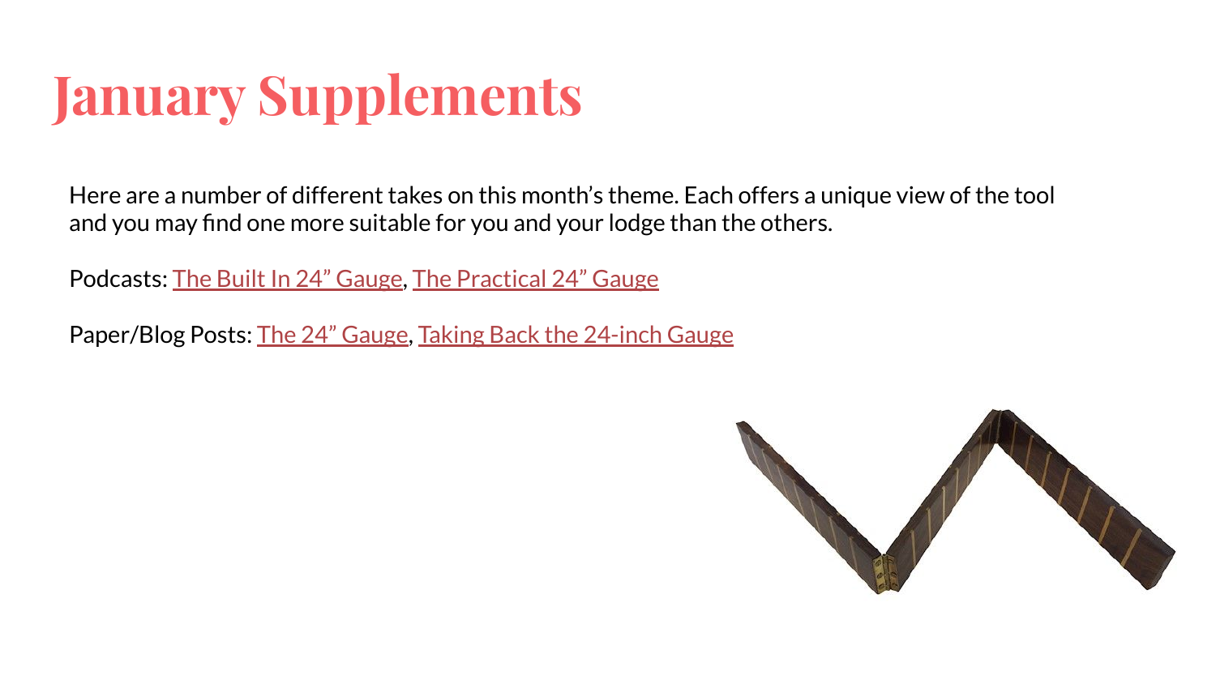# January Supplements

Here are a number of different takes on this month's theme. Each offers a unique view of the tool and you may find one more suitable for you and your lodge than the others.

Podcasts: The Built In 24" Gauge, The Practical 24" Gauge

Paper/Blog Posts: The 24" Gauge, Taking Back the 24-inch Gauge